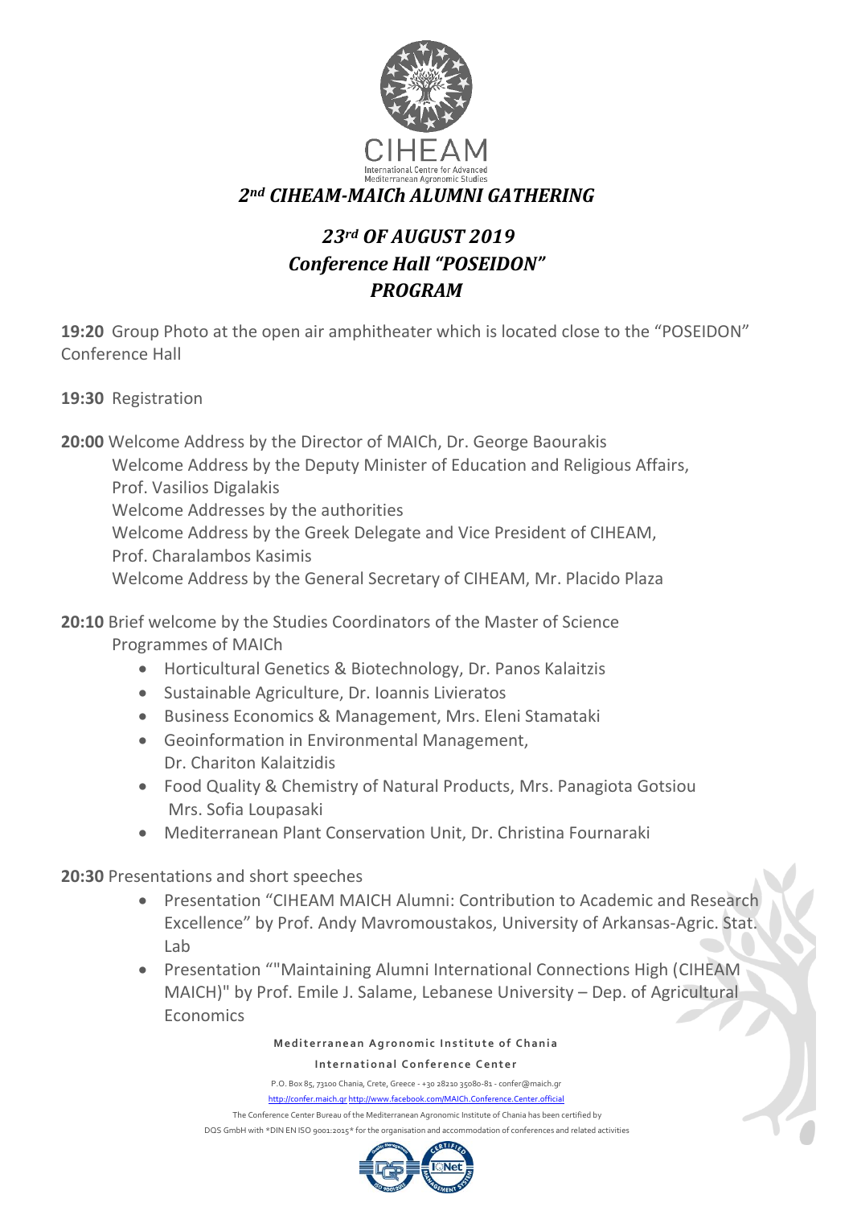CIHEAM

International Centre for Advanced Mediterranean Agronomic Studies

# *2nd CIHEAM-MAICh ALUMNI GATHERING*

## *23rd OF AUGUST 2019*
## *Conference Hall "POSEIDON"*
## *PROGRAM*

**19:20** Group Photo at the open air amphitheater which is located close to the "POSEIDON" Conference Hall

**19:30** Registration

**20:00** Welcome Address by the Director of MAICh, Dr. George Baourakis
Welcome Address by the Deputy Minister of Education and Religious Affairs, Prof. Vasilios Digalakis
Welcome Addresses by the authorities
Welcome Address by the Greek Delegate and Vice President of CIHEAM, Prof. Charalambos Kasimis
Welcome Address by the General Secretary of CIHEAM, Mr. Placido Plaza

**20:10** Brief welcome by the Studies Coordinators of the Master of Science Programmes of MAICh

- Horticultural Genetics & Biotechnology, Dr. Panos Kalaitzis
- Sustainable Agriculture, Dr. Ioannis Livieratos
- Business Economics & Management, Mrs. Eleni Stamataki
- Geoinformation in Environmental Management, Dr. Chariton Kalaitzidis
- Food Quality & Chemistry of Natural Products, Mrs. Panagiota Gotsiou Mrs. Sofia Loupasaki
- Mediterranean Plant Conservation Unit, Dr. Christina Fournaraki

**20:30** Presentations and short speeches

- Presentation "CIHEAM MAICH Alumni: Contribution to Academic and Research Excellence" by Prof. Andy Mavromoustakos, University of Arkansas-Agric. Stat. Lab
- Presentation ""Maintaining Alumni International Connections High (CIHEAM MAICH)" by Prof. Emile J. Salame, Lebanese University – Dep. of Agricultural Economics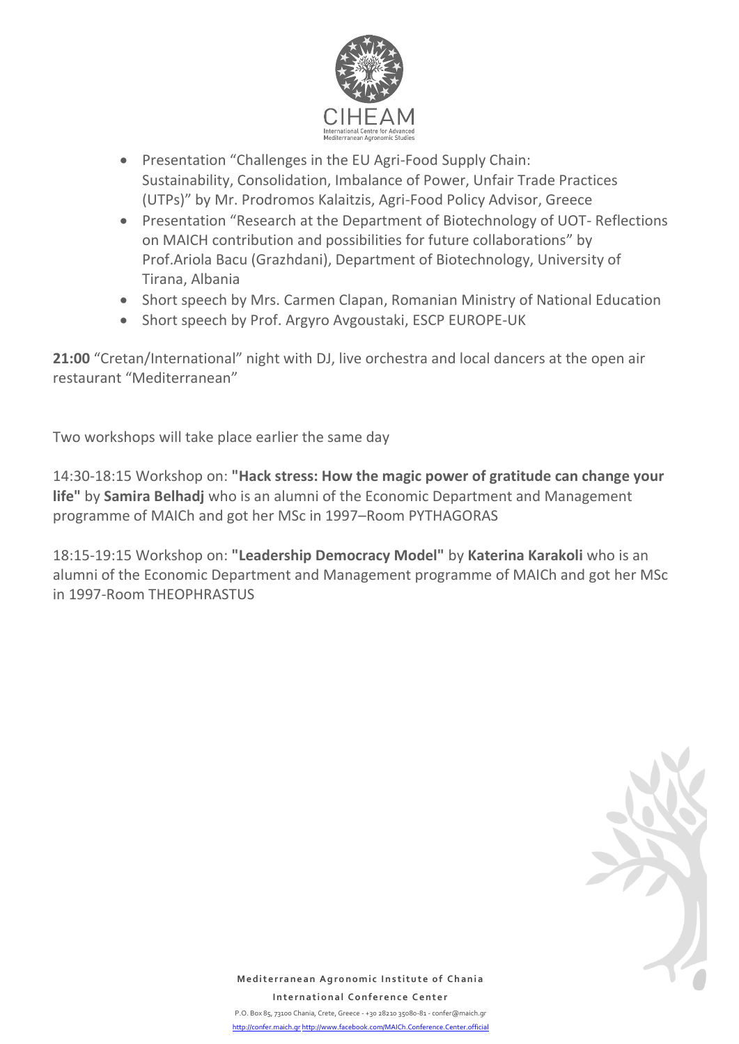- Presentation “Challenges in the EU Agri-Food Supply Chain: Sustainability, Consolidation, Imbalance of Power, Unfair Trade Practices (UTPs)” by Mr. Prodromos Kalaitzis, Agri-Food Policy Advisor, Greece
- Presentation “Research at the Department of Biotechnology of UOT- Reflections on MAICH contribution and possibilities for future collaborations” by Prof.Ariola Bacu (Grazhdani), Department of Biotechnology, University of Tirana, Albania
- Short speech by Mrs. Carmen Clapan, Romanian Ministry of National Education
- Short speech by Prof. Argyro Avgoustaki, ESCP EUROPE-UK

**21:00** “Cretan/International” night with DJ, live orchestra and local dancers at the open air restaurant “Mediterranean”

Two workshops will take place earlier the same day

14:30-18:15 Workshop on: **"Hack stress: How the magic power of gratitude can change your life"** by **Samira Belhadj** who is an alumni of the Economic Department and Management programme of MAICh and got her MSc in 1997–Room PYTHAGORAS

18:15-19:15 Workshop on: **"Leadership Democracy Model"** by **Katerina Karakoli** who is an alumni of the Economic Department and Management programme of MAICh and got her MSc in 1997-Room THEOPHRASTUS